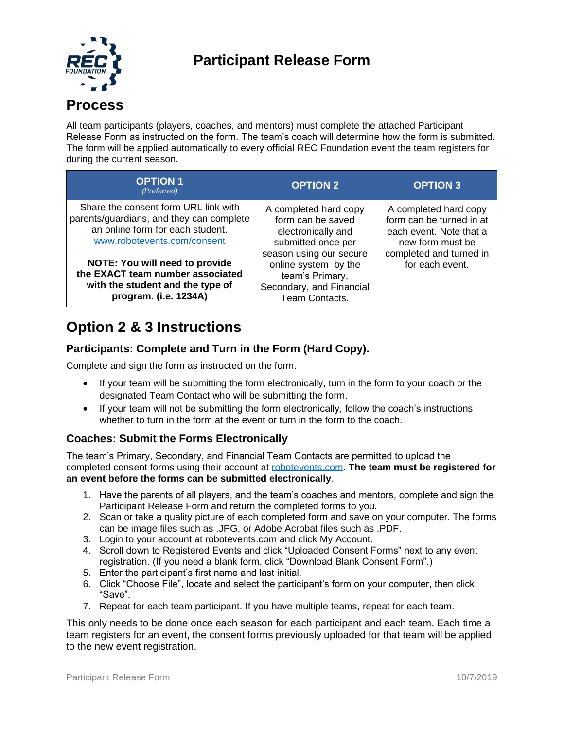# Participant Release Form

## Process

All team participants (players, coaches, and mentors) must complete the attached Participant Release Form as instructed on the form. The team's coach will determine how the form is submitted. The form will be applied automatically to every official REC Foundation event the team registers for during the current season.

| OPTION 1 *(Preferred)* | OPTION 2 | OPTION 3 |
|---|---|---|
| Share the consent form URL link with parents/guardians, and they can complete an online form for each student. www.robotevents.com/consent<br><br>**NOTE: You will need to provide the EXACT team number associated with the student and the type of program. (i.e. 1234A)** | A completed hard copy form can be saved electronically and submitted once per season using our secure online system by the team's Primary, Secondary, and Financial Team Contacts. | A completed hard copy form can be turned in at each event. Note that a new form must be completed and turned in for each event. |

# Option 2 & 3 Instructions

### Participants: Complete and Turn in the Form (Hard Copy).

Complete and sign the form as instructed on the form.

- If your team will be submitting the form electronically, turn in the form to your coach or the designated Team Contact who will be submitting the form.
- If your team will not be submitting the form electronically, follow the coach's instructions whether to turn in the form at the event or turn in the form to the coach.

### Coaches: Submit the Forms Electronically

The team's Primary, Secondary, and Financial Team Contacts are permitted to upload the completed consent forms using their account at robotevents.com. **The team must be registered for an event before the forms can be submitted electronically**.

1. Have the parents of all players, and the team's coaches and mentors, complete and sign the Participant Release Form and return the completed forms to you.
2. Scan or take a quality picture of each completed form and save on your computer. The forms can be image files such as .JPG, or Adobe Acrobat files such as .PDF.
3. Login to your account at robotevents.com and click My Account.
4. Scroll down to Registered Events and click "Uploaded Consent Forms" next to any event registration. (If you need a blank form, click "Download Blank Consent Form".)
5. Enter the participant's first name and last initial.
6. Click "Choose File", locate and select the participant's form on your computer, then click "Save".
7. Repeat for each team participant. If you have multiple teams, repeat for each team.

This only needs to be done once each season for each participant and each team. Each time a team registers for an event, the consent forms previously uploaded for that team will be applied to the new event registration.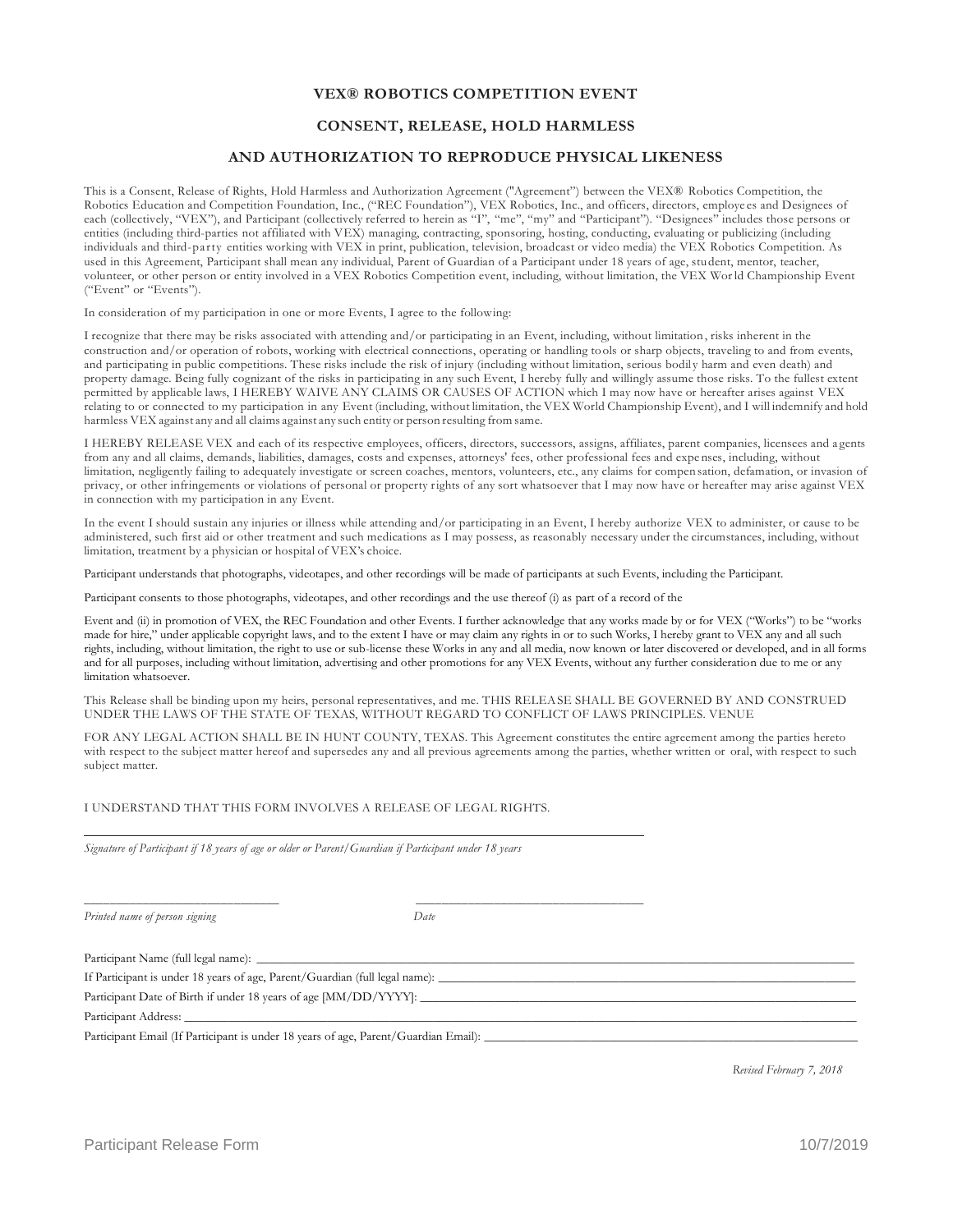### VEX® ROBOTICS COMPETITION EVENT

### CONSENT, RELEASE, HOLD HARMLESS

### AND AUTHORIZATION TO REPRODUCE PHYSICAL LIKENESS

This is a Consent, Release of Rights, Hold Harmless and Authorization Agreement ("Agreement") between the VEX® Robotics Competition, the Robotics Education and Competition Foundation, Inc., ("REC Foundation"), VEX Robotics, Inc., and officers, directors, employees and Designees of each (collectively, "VEX"), and Participant (collectively referred to herein as "I", "me", "my" and "Participant"). "Designees" includes those persons or entities (including third-parties not affiliated with VEX) managing, contracting, sponsoring, hosting, conducting, evaluating or publicizing (including individuals and third-party entities working with VEX in print, publication, television, broadcast or video media) the VEX Robotics Competition. As used in this Agreement, Participant shall mean any individual, Parent of Guardian of a Participant under 18 years of age, student, mentor, teacher, volunteer, or other person or entity involved in a VEX Robotics Competition event, including, without limitation, the VEX World Championship Event ("Event" or "Events").

In consideration of my participation in one or more Events, I agree to the following:

I recognize that there may be risks associated with attending and/or participating in an Event, including, without limitation, risks inherent in the construction and/or operation of robots, working with electrical connections, operating or handling tools or sharp objects, traveling to and from events, and participating in public competitions. These risks include the risk of injury (including without limitation, serious bodily harm and even death) and property damage. Being fully cognizant of the risks in participating in any such Event, I hereby fully and willingly assume those risks. To the fullest extent permitted by applicable laws, I HEREBY WAIVE ANY CLAIMS OR CAUSES OF ACTION which I may now have or hereafter arises against VEX relating to or connected to my participation in any Event (including, without limitation, the VEX World Championship Event), and I will indemnify and hold harmless VEX against any and all claims against any such entity or person resulting from same.

I HEREBY RELEASE VEX and each of its respective employees, officers, directors, successors, assigns, affiliates, parent companies, licensees and agents from any and all claims, demands, liabilities, damages, costs and expenses, attorneys' fees, other professional fees and expenses, including, without limitation, negligently failing to adequately investigate or screen coaches, mentors, volunteers, etc., any claims for compensation, defamation, or invasion of privacy, or other infringements or violations of personal or property rights of any sort whatsoever that I may now have or hereafter may arise against VEX in connection with my participation in any Event.

In the event I should sustain any injuries or illness while attending and/or participating in an Event, I hereby authorize VEX to administer, or cause to be administered, such first aid or other treatment and such medications as I may possess, as reasonably necessary under the circumstances, including, without limitation, treatment by a physician or hospital of VEX's choice.

Participant understands that photographs, videotapes, and other recordings will be made of participants at such Events, including the Participant.

Participant consents to those photographs, videotapes, and other recordings and the use thereof (i) as part of a record of the

Event and (ii) in promotion of VEX, the REC Foundation and other Events. I further acknowledge that any works made by or for VEX ("Works") to be "works made for hire," under applicable copyright laws, and to the extent I have or may claim any rights in or to such Works, I hereby grant to VEX any and all such rights, including, without limitation, the right to use or sub-license these Works in any and all media, now known or later discovered or developed, and in all forms and for all purposes, including without limitation, advertising and other promotions for any VEX Events, without any further consideration due to me or any limitation whatsoever.

This Release shall be binding upon my heirs, personal representatives, and me. THIS RELEASE SHALL BE GOVERNED BY AND CONSTRUED UNDER THE LAWS OF THE STATE OF TEXAS, WITHOUT REGARD TO CONFLICT OF LAWS PRINCIPLES. VENUE

FOR ANY LEGAL ACTION SHALL BE IN HUNT COUNTY, TEXAS. This Agreement constitutes the entire agreement among the parties hereto with respect to the subject matter hereof and supersedes any and all previous agreements among the parties, whether written or oral, with respect to such subject matter.

I UNDERSTAND THAT THIS FORM INVOLVES A RELEASE OF LEGAL RIGHTS.

\_\_\_\_\_\_\_\_\_\_\_\_\_\_\_\_\_\_\_\_\_\_\_\_\_\_\_\_\_\_\_\_\_\_\_\_\_\_\_\_\_\_\_\_\_\_\_\_

*Signature of Participant if 18 years of age or older or Parent/Guardian if Participant under 18 years*

\_\_\_\_\_\_\_\_\_\_\_\_\_\_\_\_\_\_\_\_\_\_\_\_\_\_\_ \_\_\_\_\_\_\_\_\_\_\_\_\_\_\_\_\_\_\_\_\_\_\_\_\_\_\_

*Printed name of person signing* *Date*

Participant Name (full legal name): \_\_\_\_\_\_\_\_\_\_\_\_\_\_\_\_\_\_\_\_\_\_\_\_\_\_\_\_\_\_\_\_\_\_\_\_\_\_\_\_

If Participant is under 18 years of age, Parent/Guardian (full legal name): \_\_\_\_\_\_\_\_\_\_\_\_\_\_\_\_\_\_\_\_\_\_\_\_\_\_\_\_

Participant Date of Birth if under 18 years of age [MM/DD/YYYY]: \_\_\_\_\_\_\_\_\_\_\_\_\_\_\_\_\_\_\_\_\_\_\_\_\_\_\_\_

Participant Address: \_\_\_\_\_\_\_\_\_\_\_\_\_\_\_\_\_\_\_\_\_\_\_\_\_\_\_\_\_\_\_\_\_\_\_\_\_\_\_\_\_\_\_\_\_\_\_\_

Participant Email (If Participant is under 18 years of age, Parent/Guardian Email): \_\_\_\_\_\_\_\_\_\_\_\_\_\_\_\_\_\_\_\_\_\_\_\_\_\_\_\_

*Revised February 7, 2018*